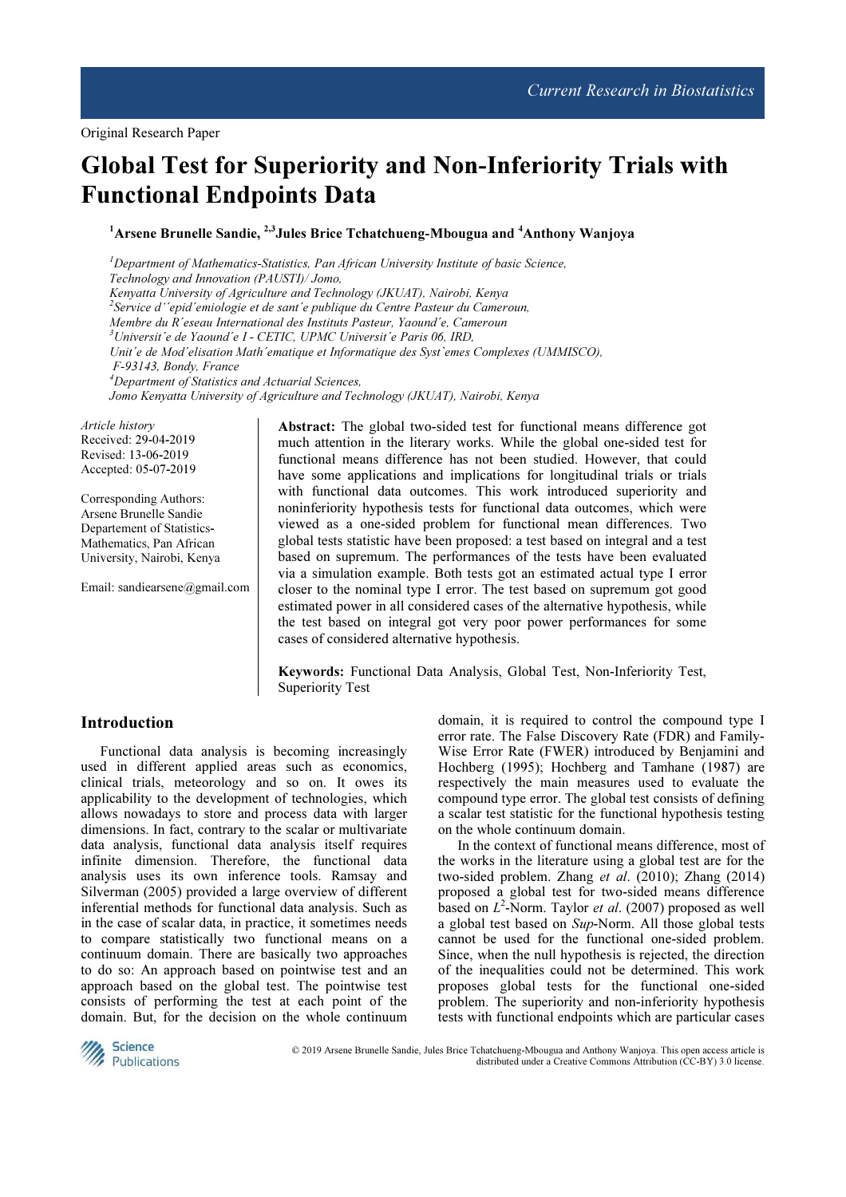Original Research Paper

# Global Test for Superiority and Non-Inferiority Trials with Functional Endpoints Data

[1]Arsene Brunelle Sandie, [2,3]Jules Brice Tchatchueng-Mbougua and [4]Anthony Wanjoya

[1]*Department of Mathematics-Statistics, Pan African University Institute of basic Science, Technology and Innovation (PAUSTI)/ Jomo, Kenyatta University of Agriculture and Technology (JKUAT), Nairobi, Kenya*
[2]*Service d''epid'emiologie et de sant'e publique du Centre Pasteur du Cameroun, Membre du R'eseau International des Instituts Pasteur, Yaound'e, Cameroun*
[3]*Universit'e de Yaound'e I - CETIC, UPMC Universit'e Paris 06, IRD, Unit'e de Mod'elisation Math'ematique et Informatique des Syst`emes Complexes (UMMISCO), F-93143, Bondy, France*
[4]*Department of Statistics and Actuarial Sciences, Jomo Kenyatta University of Agriculture and Technology (JKUAT), Nairobi, Kenya*

*Article history*
Received: 29-04-2019
Revised: 13-06-2019
Accepted: 05-07-2019

Corresponding Authors:
Arsene Brunelle Sandie
Departement of Statistics-Mathematics, Pan African University, Nairobi, Kenya

Email: sandiearsene@gmail.com

**Abstract:** The global two-sided test for functional means difference got much attention in the literary works. While the global one-sided test for functional means difference has not been studied. However, that could have some applications and implications for longitudinal trials or trials with functional data outcomes. This work introduced superiority and noninferiority hypothesis tests for functional data outcomes, which were viewed as a one-sided problem for functional mean differences. Two global tests statistic have been proposed: a test based on integral and a test based on supremum. The performances of the tests have been evaluated via a simulation example. Both tests got an estimated actual type I error closer to the nominal type I error. The test based on supremum got good estimated power in all considered cases of the alternative hypothesis, while the test based on integral got very poor power performances for some cases of considered alternative hypothesis.

**Keywords:** Functional Data Analysis, Global Test, Non-Inferiority Test, Superiority Test

## Introduction

Functional data analysis is becoming increasingly used in different applied areas such as economics, clinical trials, meteorology and so on. It owes its applicability to the development of technologies, which allows nowadays to store and process data with larger dimensions. In fact, contrary to the scalar or multivariate data analysis, functional data analysis itself requires infinite dimension. Therefore, the functional data analysis uses its own inference tools. Ramsay and Silverman (2005) provided a large overview of different inferential methods for functional data analysis. Such as in the case of scalar data, in practice, it sometimes needs to compare statistically two functional means on a continuum domain. There are basically two approaches to do so: An approach based on pointwise test and an approach based on the global test. The pointwise test consists of performing the test at each point of the domain. But, for the decision on the whole continuum domain, it is required to control the compound type I error rate. The False Discovery Rate (FDR) and Family-Wise Error Rate (FWER) introduced by Benjamini and Hochberg (1995); Hochberg and Tamhane (1987) are respectively the main measures used to evaluate the compound type error. The global test consists of defining a scalar test statistic for the functional hypothesis testing on the whole continuum domain.

In the context of functional means difference, most of the works in the literature using a global test are for the two-sided problem. Zhang *et al*. (2010); Zhang (2014) proposed a global test for two-sided means difference based on $L^2$-Norm. Taylor *et al*. (2007) proposed as well a global test based on *Sup*-Norm. All those global tests cannot be used for the functional one-sided problem. Since, when the null hypothesis is rejected, the direction of the inequalities could not be determined. This work proposes global tests for the functional one-sided problem. The superiority and non-inferiority hypothesis tests with functional endpoints which are particular cases

© 2019 Arsene Brunelle Sandie, Jules Brice Tchatchueng-Mbougua and Anthony Wanjoya. This open access article is distributed under a Creative Commons Attribution (CC-BY) 3.0 license.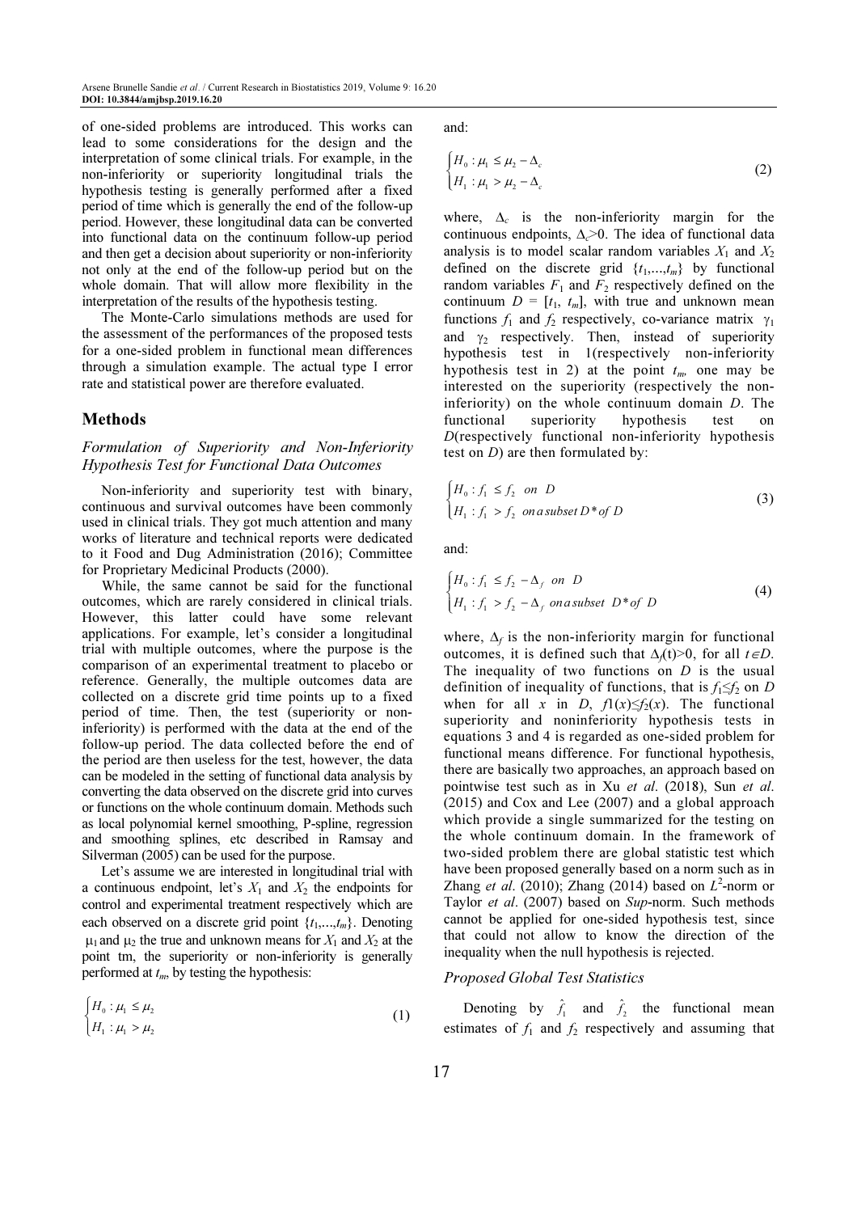of one-sided problems are introduced. This works can lead to some considerations for the design and the interpretation of some clinical trials. For example, in the non-inferiority or superiority longitudinal trials the hypothesis testing is generally performed after a fixed period of time which is generally the end of the follow-up period. However, these longitudinal data can be converted into functional data on the continuum follow-up period and then get a decision about superiority or non-inferiority not only at the end of the follow-up period but on the whole domain. That will allow more flexibility in the interpretation of the results of the hypothesis testing.

The Monte-Carlo simulations methods are used for the assessment of the performances of the proposed tests for a one-sided problem in functional mean differences through a simulation example. The actual type I error rate and statistical power are therefore evaluated.

## Methods

### Formulation of Superiority and Non-Inferiority Hypothesis Test for Functional Data Outcomes

Non-inferiority and superiority test with binary, continuous and survival outcomes have been commonly used in clinical trials. They got much attention and many works of literature and technical reports were dedicated to it Food and Dug Administration (2016); Committee for Proprietary Medicinal Products (2000).

While, the same cannot be said for the functional outcomes, which are rarely considered in clinical trials. However, this latter could have some relevant applications. For example, let's consider a longitudinal trial with multiple outcomes, where the purpose is the comparison of an experimental treatment to placebo or reference. Generally, the multiple outcomes data are collected on a discrete grid time points up to a fixed period of time. Then, the test (superiority or non-inferiority) is performed with the data at the end of the follow-up period. The data collected before the end of the period are then useless for the test, however, the data can be modeled in the setting of functional data analysis by converting the data observed on the discrete grid into curves or functions on the whole continuum domain. Methods such as local polynomial kernel smoothing, P-spline, regression and smoothing splines, etc described in Ramsay and Silverman (2005) can be used for the purpose.

Let's assume we are interested in longitudinal trial with a continuous endpoint, let's $X_1$ and $X_2$ the endpoints for control and experimental treatment respectively which are each observed on a discrete grid point $\{t_1,\ldots,t_m\}$. Denoting $\mu_1$ and $\mu_2$ the true and unknown means for $X_1$ and $X_2$ at the point tm, the superiority or non-inferiority is generally performed at $t_m$, by testing the hypothesis:

$$\begin{cases} H_0 : \mu_1 \leq \mu_2 \\ H_1 : \mu_1 > \mu_2 \end{cases} \tag{1}$$

and:

$$\begin{cases} H_0 : \mu_1 \leq \mu_2 - \Delta_c \\ H_1 : \mu_1 > \mu_2 - \Delta_c \end{cases} \tag{2}$$

where, $\Delta_c$ is the non-inferiority margin for the continuous endpoints, $\Delta_c>0$. The idea of functional data analysis is to model scalar random variables $X_1$ and $X_2$ defined on the discrete grid $\{t_1,\ldots,t_m\}$ by functional random variables $F_1$ and $F_2$ respectively defined on the continuum $D = [t_1, t_m]$, with true and unknown mean functions $f_1$ and $f_2$ respectively, co-variance matrix $\gamma_1$ and $\gamma_2$ respectively. Then, instead of superiority hypothesis test in 1(respectively non-inferiority hypothesis test in 2) at the point $t_m$, one may be interested on the superiority (respectively the non-inferiority) on the whole continuum domain $D$. The functional superiority hypothesis test on $D$(respectively functional non-inferiority hypothesis test on $D$) are then formulated by:

$$\begin{cases} H_0 : f_1 \leq f_2 \;\; on \;\; D \\ H_1 : f_1 > f_2 \;\; on\, a\, subset\; D^*of\; D \end{cases} \tag{3}$$

and:

$$\begin{cases} H_0 : f_1 \leq f_2 - \Delta_f \;\; on \;\; D \\ H_1 : f_1 > f_2 - \Delta_f \;\; on\, a\, subset\;\; D^*of\; D \end{cases} \tag{4}$$

where, $\Delta_f$ is the non-inferiority margin for functional outcomes, it is defined such that $\Delta_f(t)>0$, for all $t \in D$. The inequality of two functions on $D$ is the usual definition of inequality of functions, that is $f_1 \leq f_2$ on $D$ when for all $x$ in $D$, $f1(x) \leq f_2(x)$. The functional superiority and noninferiority hypothesis tests in equations 3 and 4 is regarded as one-sided problem for functional means difference. For functional hypothesis, there are basically two approaches, an approach based on pointwise test such as in Xu *et al*. (2018), Sun *et al*. (2015) and Cox and Lee (2007) and a global approach which provide a single summarized for the testing on the whole continuum domain. In the framework of two-sided problem there are global statistic test which have been proposed generally based on a norm such as in Zhang *et al*. (2010); Zhang (2014) based on $L^2$-norm or Taylor *et al*. (2007) based on *Sup*-norm. Such methods cannot be applied for one-sided hypothesis test, since that could not allow to know the direction of the inequality when the null hypothesis is rejected.

### Proposed Global Test Statistics

Denoting by $\hat{f}_1$ and $\hat{f}_2$ the functional mean estimates of $f_1$ and $f_2$ respectively and assuming that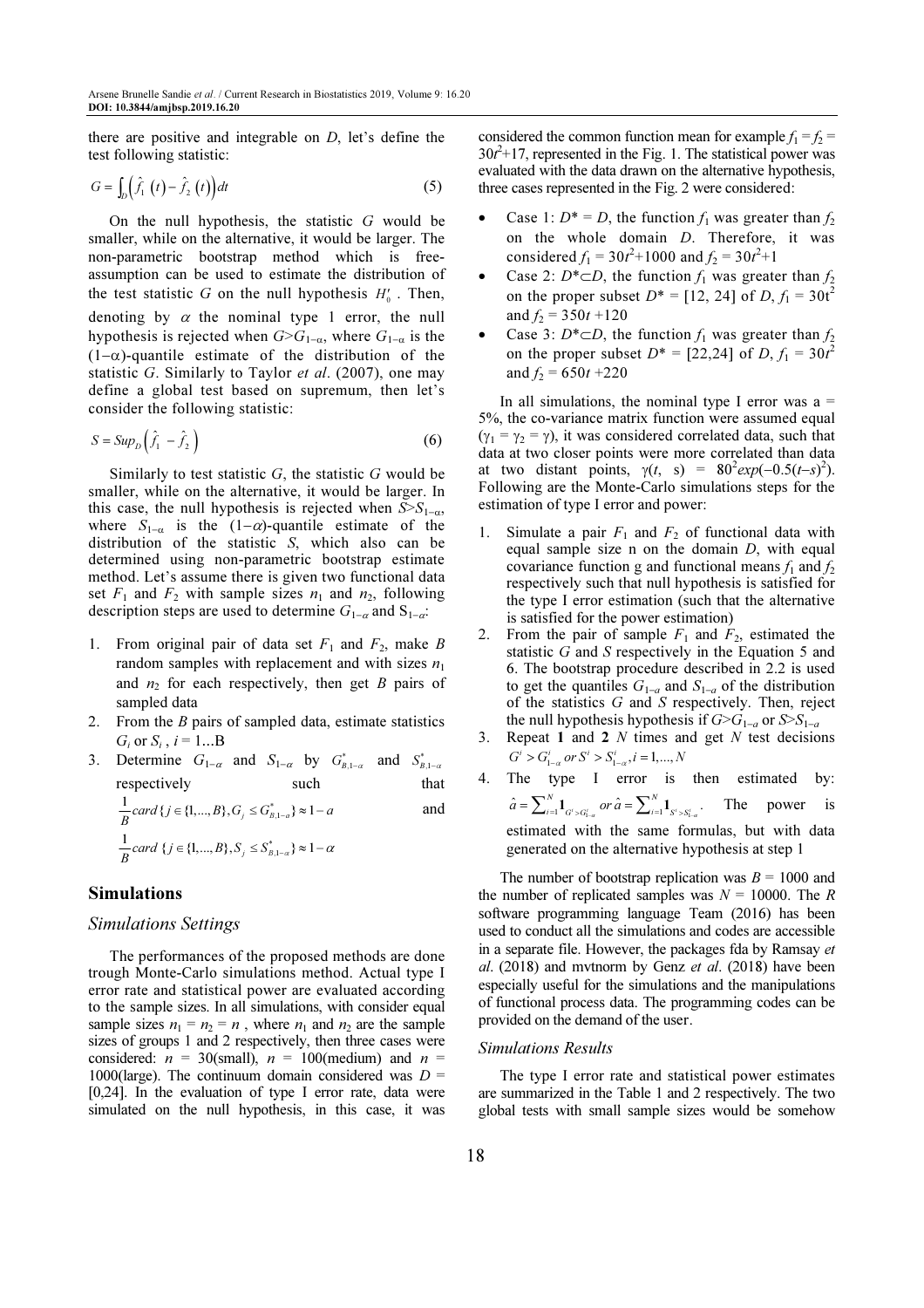there are positive and integrable on $D$, let's define the test following statistic:

$$G = \int_D \left( \hat{f}_1(t) - \hat{f}_2(t) \right) dt \tag{5}$$

On the null hypothesis, the statistic $G$ would be smaller, while on the alternative, it would be larger. The non-parametric bootstrap method which is free-assumption can be used to estimate the distribution of the test statistic $G$ on the null hypothesis $H_0'$. Then, denoting by $\alpha$ the nominal type 1 error, the null hypothesis is rejected when $G > G_{1-\alpha}$, where $G_{1-\alpha}$ is the $(1-\alpha)$-quantile estimate of the distribution of the statistic $G$. Similarly to Taylor *et al*. (2007), one may define a global test based on supremum, then let's consider the following statistic:

$$S = Sup_D \left( \hat{f}_1 - \hat{f}_2 \right) \tag{6}$$

Similarly to test statistic $G$, the statistic $G$ would be smaller, while on the alternative, it would be larger. In this case, the null hypothesis is rejected when $S > S_{1-\alpha}$, where $S_{1-\alpha}$ is the $(1-\alpha)$-quantile estimate of the distribution of the statistic $S$, which also can be determined using non-parametric bootstrap estimate method. Let's assume there is given two functional data set $F_1$ and $F_2$ with sample sizes $n_1$ and $n_2$, following description steps are used to determine $G_{1-\alpha}$ and $S_{1-\alpha}$:

1. From original pair of data set $F_1$ and $F_2$, make $B$ random samples with replacement and with sizes $n_1$ and $n_2$ for each respectively, then get $B$ pairs of sampled data
2. From the $B$ pairs of sampled data, estimate statistics $G_i$ or $S_i$, $i = 1...B$
3. Determine $G_{1-\alpha}$ and $S_{1-\alpha}$ by $G^*_{B,1-\alpha}$ and $S^*_{B,1-\alpha}$ respectively such that $\frac{1}{B} card\{ j \in \{1,...,B\}, G_j \leq G^*_{B,1-a} \} \approx 1-a$ and $\frac{1}{B} card\{ j \in \{1,...,B\}, S_j \leq S^*_{B,1-\alpha} \} \approx 1-\alpha$

## Simulations

### Simulations Settings

The performances of the proposed methods are done trough Monte-Carlo simulations method. Actual type I error rate and statistical power are evaluated according to the sample sizes. In all simulations, with consider equal sample sizes $n_1 = n_2 = n$, where $n_1$ and $n_2$ are the sample sizes of groups 1 and 2 respectively, then three cases were considered: $n = 30$(small), $n = 100$(medium) and $n = 1000$(large). The continuum domain considered was $D = [0,24]$. In the evaluation of type I error rate, data were simulated on the null hypothesis, in this case, it was considered the common function mean for example $f_1 = f_2 = 30t^2+17$, represented in the Fig. 1. The statistical power was evaluated with the data drawn on the alternative hypothesis, three cases represented in the Fig. 2 were considered:

- Case 1: $D^* = D$, the function $f_1$ was greater than $f_2$ on the whole domain $D$. Therefore, it was considered $f_1 = 30t^2+1000$ and $f_2 = 30t^2+1$
- Case 2: $D^* \subset D$, the function $f_1$ was greater than $f_2$ on the proper subset $D^* = [12, 24]$ of $D$, $f_1 = 30t^2$ and $f_2 = 350t + 120$
- Case 3: $D^* \subset D$, the function $f_1$ was greater than $f_2$ on the proper subset $D^* = [22,24]$ of $D$, $f_1 = 30t^2$ and $f_2 = 650t + 220$

In all simulations, the nominal type I error was a = 5%, the co-variance matrix function were assumed equal ($\gamma_1 = \gamma_2 = \gamma$), it was considered correlated data, such that data at two closer points were more correlated than data at two distant points, $\gamma(t, s) = 80^2 exp(-0.5(t-s)^2)$. Following are the Monte-Carlo simulations steps for the estimation of type I error and power:

1. Simulate a pair $F_1$ and $F_2$ of functional data with equal sample size n on the domain $D$, with equal covariance function g and functional means $f_1$ and $f_2$ respectively such that null hypothesis is satisfied for the type I error estimation (such that the alternative is satisfied for the power estimation)
2. From the pair of sample $F_1$ and $F_2$, estimated the statistic $G$ and $S$ respectively in the Equation 5 and 6. The bootstrap procedure described in 2.2 is used to get the quantiles $G_{1-a}$ and $S_{1-a}$ of the distribution of the statistics $G$ and $S$ respectively. Then, reject the null hypothesis hypothesis if $G > G_{1-a}$ or $S > S_{1-a}$
3. Repeat **1** and **2** $N$ times and get $N$ test decisions $G^i > G^i_{1-\alpha}$ or $S^i > S^i_{1-\alpha}, i = 1,...,N$
4. The type I error is then estimated by: $\hat{a} = \sum_{i=1}^{N} \mathbf{1}_{G^i > G^i_{1-a}}$ or $\hat{a} = \sum_{i=1}^{N} \mathbf{1}_{S^i > S^i_{1-a}}$. The power is estimated with the same formulas, but with data generated on the alternative hypothesis at step 1

The number of bootstrap replication was $B = 1000$ and the number of replicated samples was $N = 10000$. The R software programming language Team (2016) has been used to conduct all the simulations and codes are accessible in a separate file. However, the packages fda by Ramsay *et al*. (2018) and mvtnorm by Genz *et al*. (2018) have been especially useful for the simulations and the manipulations of functional process data. The programming codes can be provided on the demand of the user.

### Simulations Results

The type I error rate and statistical power estimates are summarized in the Table 1 and 2 respectively. The two global tests with small sample sizes would be somehow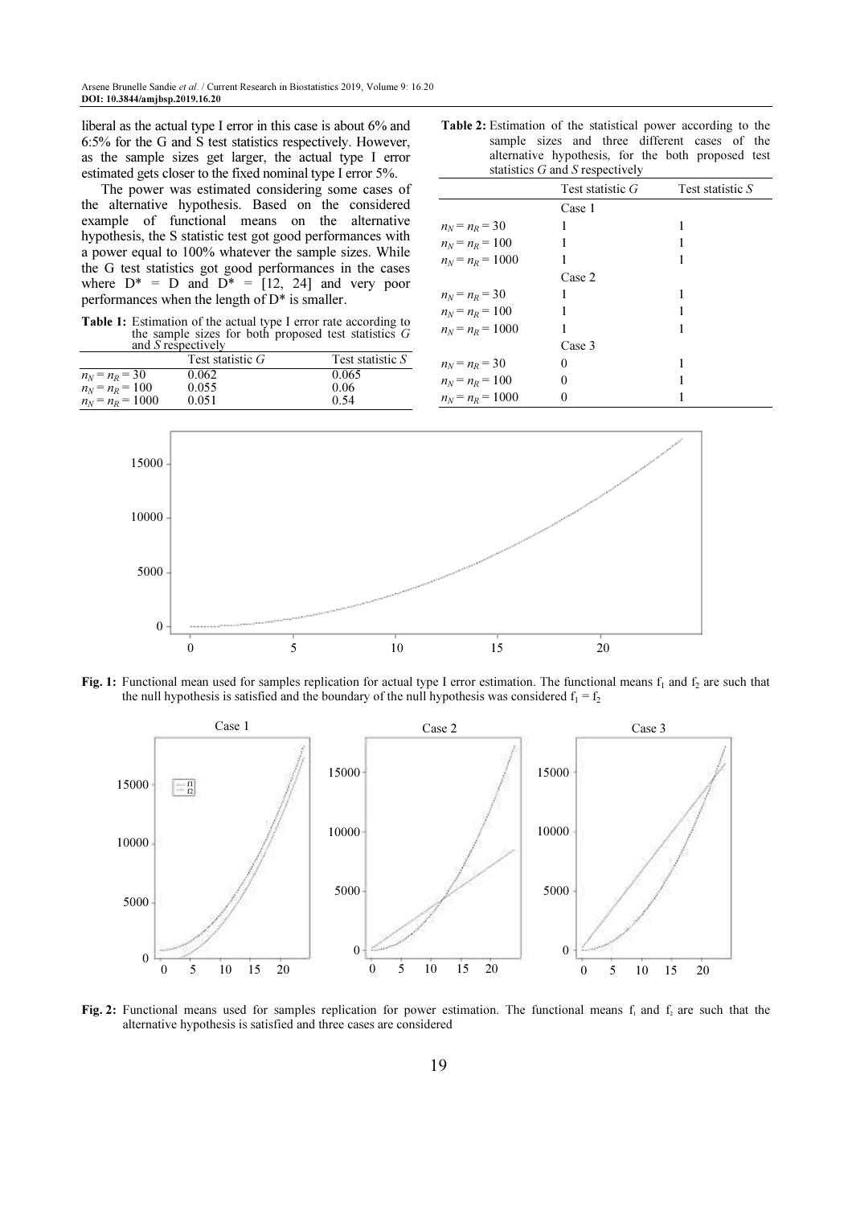liberal as the actual type I error in this case is about 6% and 6:5% for the G and S test statistics respectively. However, as the sample sizes get larger, the actual type I error estimated gets closer to the fixed nominal type I error 5%.

The power was estimated considering some cases of the alternative hypothesis. Based on the considered example of functional means on the alternative hypothesis, the S statistic test got good performances with a power equal to 100% whatever the sample sizes. While the G test statistics got good performances in the cases where D* = D and D* = [12, 24] and very poor performances when the length of D* is smaller.

**Table 1:** Estimation of the actual type I error rate according to the sample sizes for both proposed test statistics *G* and *S* respectively

| | Test statistic *G* | Test statistic *S* |
|---|---|---|
| $n_N = n_R = 30$ | 0.062 | 0.065 |
| $n_N = n_R = 100$ | 0.055 | 0.06 |
| $n_N = n_R = 1000$ | 0.051 | 0.54 |

**Table 2:** Estimation of the statistical power according to the sample sizes and three different cases of the alternative hypothesis, for the both proposed test statistics *G* and *S* respectively

| | Test statistic *G* | Test statistic *S* |
|---|---|---|
| | Case 1 | |
| $n_N = n_R = 30$ | 1 | 1 |
| $n_N = n_R = 100$ | 1 | 1 |
| $n_N = n_R = 1000$ | 1 | 1 |
| | Case 2 | |
| $n_N = n_R = 30$ | 1 | 1 |
| $n_N = n_R = 100$ | 1 | 1 |
| $n_N = n_R = 1000$ | 1 | 1 |
| | Case 3 | |
| $n_N = n_R = 30$ | 0 | 1 |
| $n_N = n_R = 100$ | 0 | 1 |
| $n_N = n_R = 1000$ | 0 | 1 |

**Fig. 1:** Functional mean used for samples replication for actual type I error estimation. The functional means $f_1$ and $f_2$ are such that the null hypothesis is satisfied and the boundary of the null hypothesis was considered $f_1 = f_2$

**Fig. 2:** Functional means used for samples replication for power estimation. The functional means $f_1$ and $f_2$ are such that the alternative hypothesis is satisfied and three cases are considered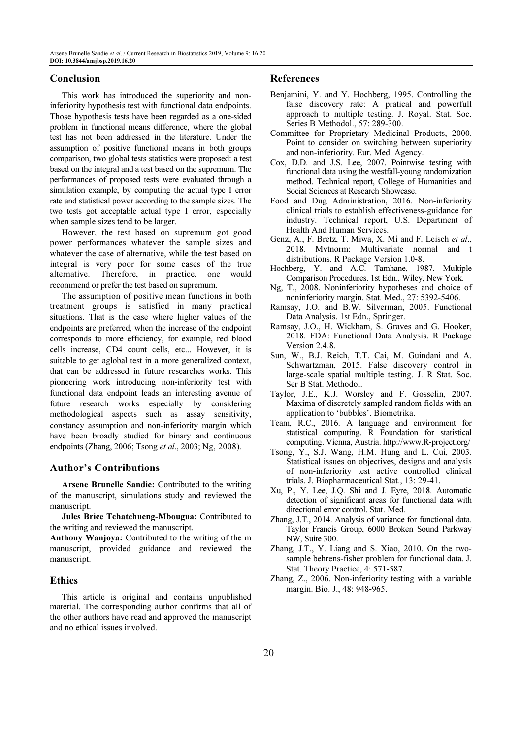## Conclusion

This work has introduced the superiority and non-inferiority hypothesis test with functional data endpoints. Those hypothesis tests have been regarded as a one-sided problem in functional means difference, where the global test has not been addressed in the literature. Under the assumption of positive functional means in both groups comparison, two global tests statistics were proposed: a test based on the integral and a test based on the supremum. The performances of proposed tests were evaluated through a simulation example, by computing the actual type I error rate and statistical power according to the sample sizes. The two tests got acceptable actual type I error, especially when sample sizes tend to be larger.

However, the test based on supremum got good power performances whatever the sample sizes and whatever the case of alternative, while the test based on integral is very poor for some cases of the true alternative. Therefore, in practice, one would recommend or prefer the test based on supremum.

The assumption of positive mean functions in both treatment groups is satisfied in many practical situations. That is the case where higher values of the endpoints are preferred, when the increase of the endpoint corresponds to more efficiency, for example, red blood cells increase, CD4 count cells, etc... However, it is suitable to get aglobal test in a more generalized context, that can be addressed in future researches works. This pioneering work introducing non-inferiority test with functional data endpoint leads an interesting avenue of future research works especially by considering methodological aspects such as assay sensitivity, constancy assumption and non-inferiority margin which have been broadly studied for binary and continuous endpoints (Zhang, 2006; Tsong *et al*., 2003; Ng, 2008).

## Author's Contributions

**Arsene Brunelle Sandie:** Contributed to the writing of the manuscript, simulations study and reviewed the manuscript.

**Jules Brice Tchatchueng-Mbougua:** Contributed to the writing and reviewed the manuscript.

**Anthony Wanjoya:** Contributed to the writing of the m manuscript, provided guidance and reviewed the manuscript.

## Ethics

This article is original and contains unpublished material. The corresponding author confirms that all of the other authors have read and approved the manuscript and no ethical issues involved.

## References

Benjamini, Y. and Y. Hochberg, 1995. Controlling the false discovery rate: A pratical and powerfull approach to multiple testing. J. Royal. Stat. Soc. Series B Methodol., 57: 289-300.

Committee for Proprietary Medicinal Products, 2000. Point to consider on switching between superiority and non-inferiority. Eur. Med. Agency.

Cox, D.D. and J.S. Lee, 2007. Pointwise testing with functional data using the westfall-young randomization method. Technical report, College of Humanities and Social Sciences at Research Showcase.

Food and Dug Administration, 2016. Non-inferiority clinical trials to establish effectiveness-guidance for industry. Technical report, U.S. Department of Health And Human Services.

Genz, A., F. Bretz, T. Miwa, X. Mi and F. Leisch *et al*., 2018. Mvtnorm: Multivariate normal and t distributions. R Package Version 1.0-8.

Hochberg, Y. and A.C. Tamhane, 1987. Multiple Comparison Procedures. 1st Edn., Wiley, New York.

Ng, T., 2008. Noninferiority hypotheses and choice of noninferiority margin. Stat. Med., 27: 5392-5406.

Ramsay, J.O. and B.W. Silverman, 2005. Functional Data Analysis. 1st Edn., Springer.

Ramsay, J.O., H. Wickham, S. Graves and G. Hooker, 2018. FDA: Functional Data Analysis. R Package Version 2.4.8.

Sun, W., B.J. Reich, T.T. Cai, M. Guindani and A. Schwartzman, 2015. False discovery control in large-scale spatial multiple testing. J. R Stat. Soc. Ser B Stat. Methodol.

Taylor, J.E., K.J. Worsley and F. Gosselin, 2007. Maxima of discretely sampled random fields with an application to 'bubbles'. Biometrika.

Team, R.C., 2016. A language and environment for statistical computing. R Foundation for statistical computing. Vienna, Austria. http://www.R-project.org/

Tsong, Y., S.J. Wang, H.M. Hung and L. Cui, 2003. Statistical issues on objectives, designs and analysis of non-inferiority test active controlled clinical trials. J. Biopharmaceutical Stat., 13: 29-41.

Xu, P., Y. Lee, J.Q. Shi and J. Eyre, 2018. Automatic detection of significant areas for functional data with directional error control. Stat. Med.

Zhang, J.T., 2014. Analysis of variance for functional data. Taylor Francis Group, 6000 Broken Sound Parkway NW, Suite 300.

Zhang, J.T., Y. Liang and S. Xiao, 2010. On the two-sample behrens-fisher problem for functional data. J. Stat. Theory Practice, 4: 571-587.

Zhang, Z., 2006. Non-inferiority testing with a variable margin. Bio. J., 48: 948-965.